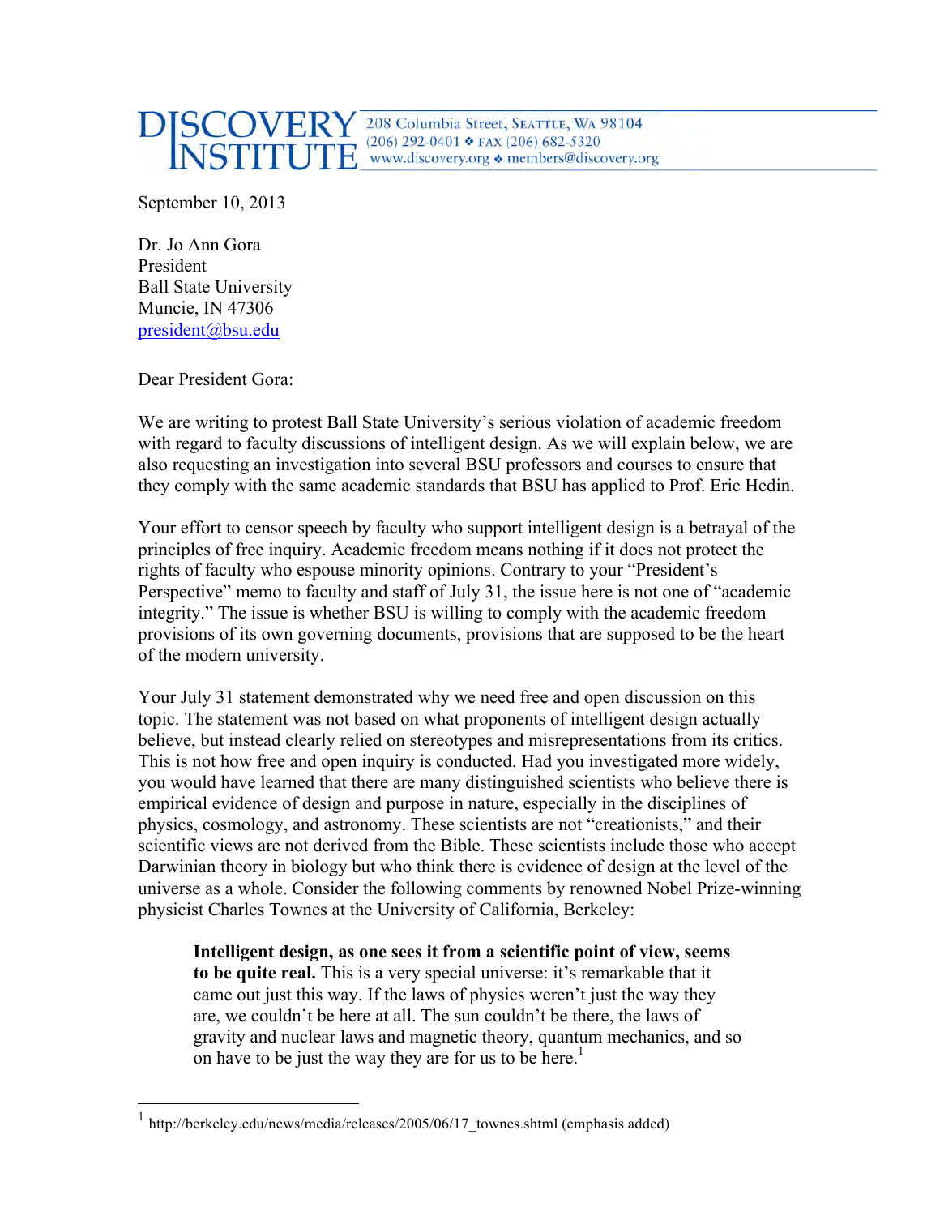**DISCOVERY INSTITUTE** 208 Columbia Street, Seattle, WA 98104
(206) 292-0401 ❖ FAX (206) 682-5320
www.discovery.org ❖ members@discovery.org

September 10, 2013

Dr. Jo Ann Gora
President
Ball State University
Muncie, IN 47306
president@bsu.edu

Dear President Gora:

We are writing to protest Ball State University's serious violation of academic freedom with regard to faculty discussions of intelligent design. As we will explain below, we are also requesting an investigation into several BSU professors and courses to ensure that they comply with the same academic standards that BSU has applied to Prof. Eric Hedin.

Your effort to censor speech by faculty who support intelligent design is a betrayal of the principles of free inquiry. Academic freedom means nothing if it does not protect the rights of faculty who espouse minority opinions. Contrary to your "President's Perspective" memo to faculty and staff of July 31, the issue here is not one of "academic integrity." The issue is whether BSU is willing to comply with the academic freedom provisions of its own governing documents, provisions that are supposed to be the heart of the modern university.

Your July 31 statement demonstrated why we need free and open discussion on this topic. The statement was not based on what proponents of intelligent design actually believe, but instead clearly relied on stereotypes and misrepresentations from its critics. This is not how free and open inquiry is conducted. Had you investigated more widely, you would have learned that there are many distinguished scientists who believe there is empirical evidence of design and purpose in nature, especially in the disciplines of physics, cosmology, and astronomy. These scientists are not "creationists," and their scientific views are not derived from the Bible. These scientists include those who accept Darwinian theory in biology but who think there is evidence of design at the level of the universe as a whole. Consider the following comments by renowned Nobel Prize-winning physicist Charles Townes at the University of California, Berkeley:

> **Intelligent design, as one sees it from a scientific point of view, seems to be quite real.** This is a very special universe: it's remarkable that it came out just this way. If the laws of physics weren't just the way they are, we couldn't be here at all. The sun couldn't be there, the laws of gravity and nuclear laws and magnetic theory, quantum mechanics, and so on have to be just the way they are for us to be here.[1]

---

[1] http://berkeley.edu/news/media/releases/2005/06/17_townes.shtml (emphasis added)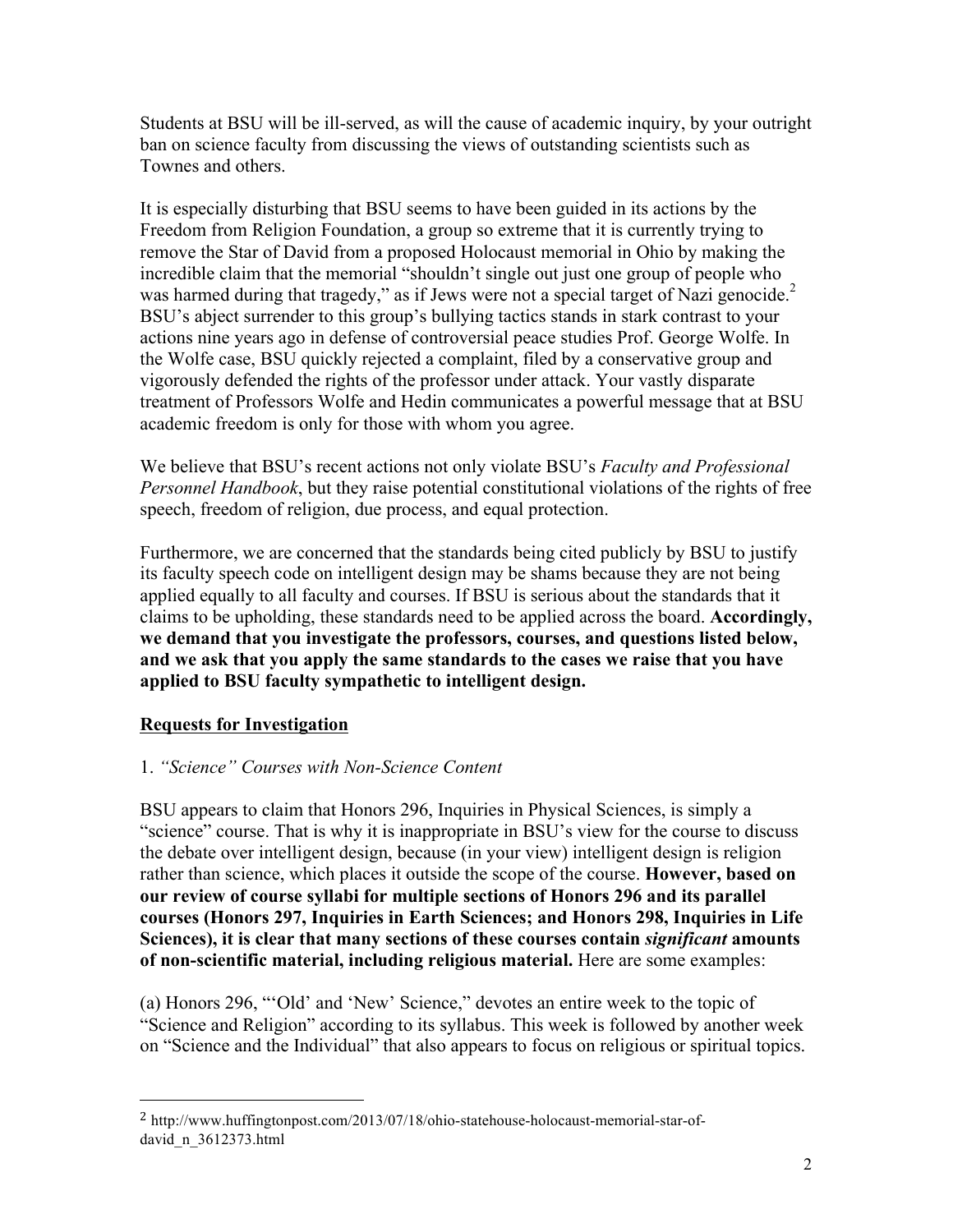Students at BSU will be ill-served, as will the cause of academic inquiry, by your outright ban on science faculty from discussing the views of outstanding scientists such as Townes and others.

It is especially disturbing that BSU seems to have been guided in its actions by the Freedom from Religion Foundation, a group so extreme that it is currently trying to remove the Star of David from a proposed Holocaust memorial in Ohio by making the incredible claim that the memorial "shouldn't single out just one group of people who was harmed during that tragedy," as if Jews were not a special target of Nazi genocide.[2] BSU's abject surrender to this group's bullying tactics stands in stark contrast to your actions nine years ago in defense of controversial peace studies Prof. George Wolfe. In the Wolfe case, BSU quickly rejected a complaint, filed by a conservative group and vigorously defended the rights of the professor under attack. Your vastly disparate treatment of Professors Wolfe and Hedin communicates a powerful message that at BSU academic freedom is only for those with whom you agree.

We believe that BSU's recent actions not only violate BSU's *Faculty and Professional Personnel Handbook*, but they raise potential constitutional violations of the rights of free speech, freedom of religion, due process, and equal protection.

Furthermore, we are concerned that the standards being cited publicly by BSU to justify its faculty speech code on intelligent design may be shams because they are not being applied equally to all faculty and courses. If BSU is serious about the standards that it claims to be upholding, these standards need to be applied across the board. **Accordingly, we demand that you investigate the professors, courses, and questions listed below, and we ask that you apply the same standards to the cases we raise that you have applied to BSU faculty sympathetic to intelligent design.**

## Requests for Investigation

1. *"Science" Courses with Non-Science Content*

BSU appears to claim that Honors 296, Inquiries in Physical Sciences, is simply a "science" course. That is why it is inappropriate in BSU's view for the course to discuss the debate over intelligent design, because (in your view) intelligent design is religion rather than science, which places it outside the scope of the course. **However, based on our review of course syllabi for multiple sections of Honors 296 and its parallel courses (Honors 297, Inquiries in Earth Sciences; and Honors 298, Inquiries in Life Sciences), it is clear that many sections of these courses contain *significant* amounts of non-scientific material, including religious material.** Here are some examples:

(a) Honors 296, "'Old' and 'New' Science," devotes an entire week to the topic of "Science and Religion" according to its syllabus. This week is followed by another week on "Science and the Individual" that also appears to focus on religious or spiritual topics.

---

[2] http://www.huffingtonpost.com/2013/07/18/ohio-statehouse-holocaust-memorial-star-of-david_n_3612373.html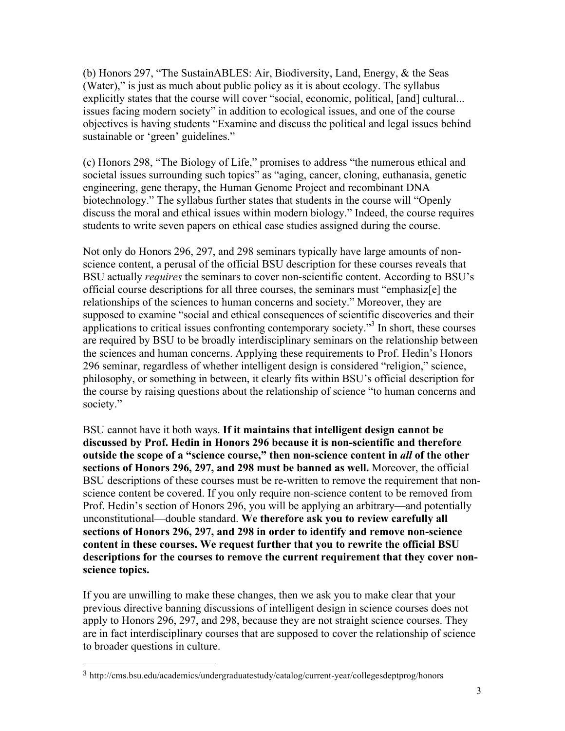(b) Honors 297, "The SustainABLES: Air, Biodiversity, Land, Energy, & the Seas (Water)," is just as much about public policy as it is about ecology. The syllabus explicitly states that the course will cover "social, economic, political, [and] cultural... issues facing modern society" in addition to ecological issues, and one of the course objectives is having students "Examine and discuss the political and legal issues behind sustainable or 'green' guidelines."

(c) Honors 298, "The Biology of Life," promises to address "the numerous ethical and societal issues surrounding such topics" as "aging, cancer, cloning, euthanasia, genetic engineering, gene therapy, the Human Genome Project and recombinant DNA biotechnology." The syllabus further states that students in the course will "Openly discuss the moral and ethical issues within modern biology." Indeed, the course requires students to write seven papers on ethical case studies assigned during the course.

Not only do Honors 296, 297, and 298 seminars typically have large amounts of non-science content, a perusal of the official BSU description for these courses reveals that BSU actually *requires* the seminars to cover non-scientific content. According to BSU's official course descriptions for all three courses, the seminars must "emphasiz[e] the relationships of the sciences to human concerns and society." Moreover, they are supposed to examine "social and ethical consequences of scientific discoveries and their applications to critical issues confronting contemporary society."[3] In short, these courses are required by BSU to be broadly interdisciplinary seminars on the relationship between the sciences and human concerns. Applying these requirements to Prof. Hedin's Honors 296 seminar, regardless of whether intelligent design is considered "religion," science, philosophy, or something in between, it clearly fits within BSU's official description for the course by raising questions about the relationship of science "to human concerns and society."

BSU cannot have it both ways. **If it maintains that intelligent design cannot be discussed by Prof. Hedin in Honors 296 because it is non-scientific and therefore outside the scope of a "science course," then non-science content in *all* of the other sections of Honors 296, 297, and 298 must be banned as well.** Moreover, the official BSU descriptions of these courses must be re-written to remove the requirement that non-science content be covered. If you only require non-science content to be removed from Prof. Hedin's section of Honors 296, you will be applying an arbitrary—and potentially unconstitutional—double standard. **We therefore ask you to review carefully all sections of Honors 296, 297, and 298 in order to identify and remove non-science content in these courses. We request further that you to rewrite the official BSU descriptions for the courses to remove the current requirement that they cover non-science topics.**

If you are unwilling to make these changes, then we ask you to make clear that your previous directive banning discussions of intelligent design in science courses does not apply to Honors 296, 297, and 298, because they are not straight science courses. They are in fact interdisciplinary courses that are supposed to cover the relationship of science to broader questions in culture.

---

[3] http://cms.bsu.edu/academics/undergraduatestudy/catalog/current-year/collegesdeptprog/honors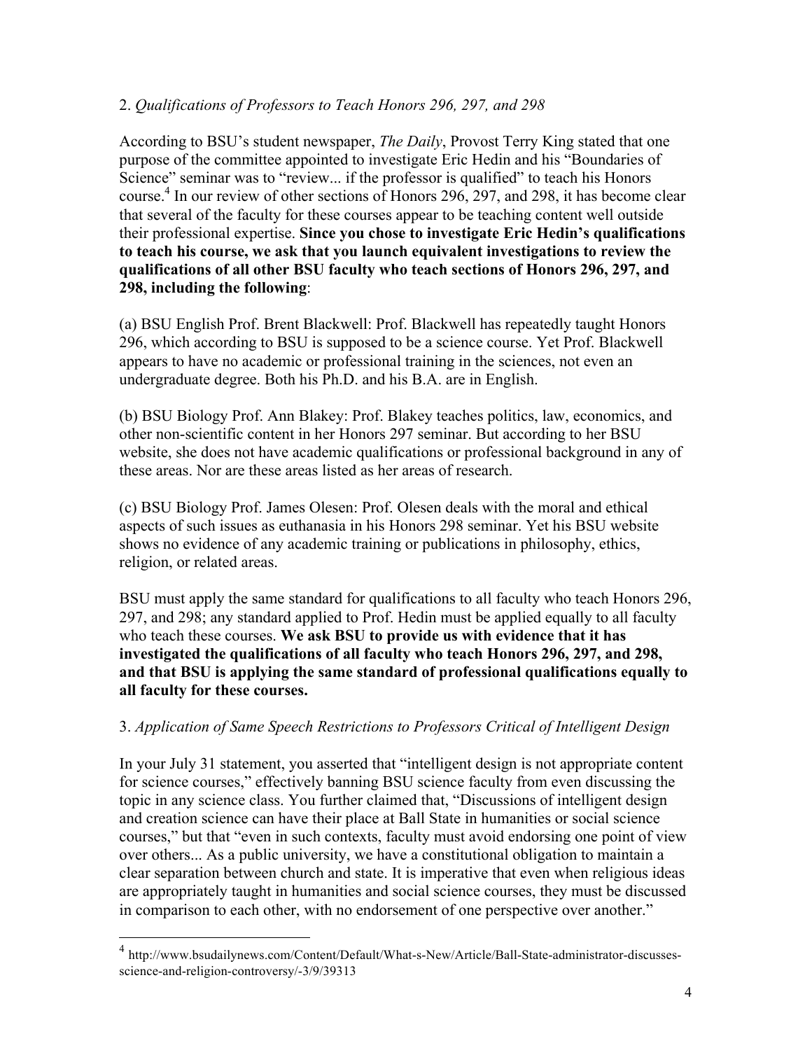2. *Qualifications of Professors to Teach Honors 296, 297, and 298*

According to BSU's student newspaper, *The Daily*, Provost Terry King stated that one purpose of the committee appointed to investigate Eric Hedin and his "Boundaries of Science" seminar was to "review... if the professor is qualified" to teach his Honors course.[4] In our review of other sections of Honors 296, 297, and 298, it has become clear that several of the faculty for these courses appear to be teaching content well outside their professional expertise. **Since you chose to investigate Eric Hedin's qualifications to teach his course, we ask that you launch equivalent investigations to review the qualifications of all other BSU faculty who teach sections of Honors 296, 297, and 298, including the following**:

(a) BSU English Prof. Brent Blackwell: Prof. Blackwell has repeatedly taught Honors 296, which according to BSU is supposed to be a science course. Yet Prof. Blackwell appears to have no academic or professional training in the sciences, not even an undergraduate degree. Both his Ph.D. and his B.A. are in English.

(b) BSU Biology Prof. Ann Blakey: Prof. Blakey teaches politics, law, economics, and other non-scientific content in her Honors 297 seminar. But according to her BSU website, she does not have academic qualifications or professional background in any of these areas. Nor are these areas listed as her areas of research.

(c) BSU Biology Prof. James Olesen: Prof. Olesen deals with the moral and ethical aspects of such issues as euthanasia in his Honors 298 seminar. Yet his BSU website shows no evidence of any academic training or publications in philosophy, ethics, religion, or related areas.

BSU must apply the same standard for qualifications to all faculty who teach Honors 296, 297, and 298; any standard applied to Prof. Hedin must be applied equally to all faculty who teach these courses. **We ask BSU to provide us with evidence that it has investigated the qualifications of all faculty who teach Honors 296, 297, and 298, and that BSU is applying the same standard of professional qualifications equally to all faculty for these courses.**

3. *Application of Same Speech Restrictions to Professors Critical of Intelligent Design*

In your July 31 statement, you asserted that "intelligent design is not appropriate content for science courses," effectively banning BSU science faculty from even discussing the topic in any science class. You further claimed that, "Discussions of intelligent design and creation science can have their place at Ball State in humanities or social science courses," but that "even in such contexts, faculty must avoid endorsing one point of view over others... As a public university, we have a constitutional obligation to maintain a clear separation between church and state. It is imperative that even when religious ideas are appropriately taught in humanities and social science courses, they must be discussed in comparison to each other, with no endorsement of one perspective over another."

[4] http://www.bsudailynews.com/Content/Default/What-s-New/Article/Ball-State-administrator-discusses-science-and-religion-controversy/-3/9/39313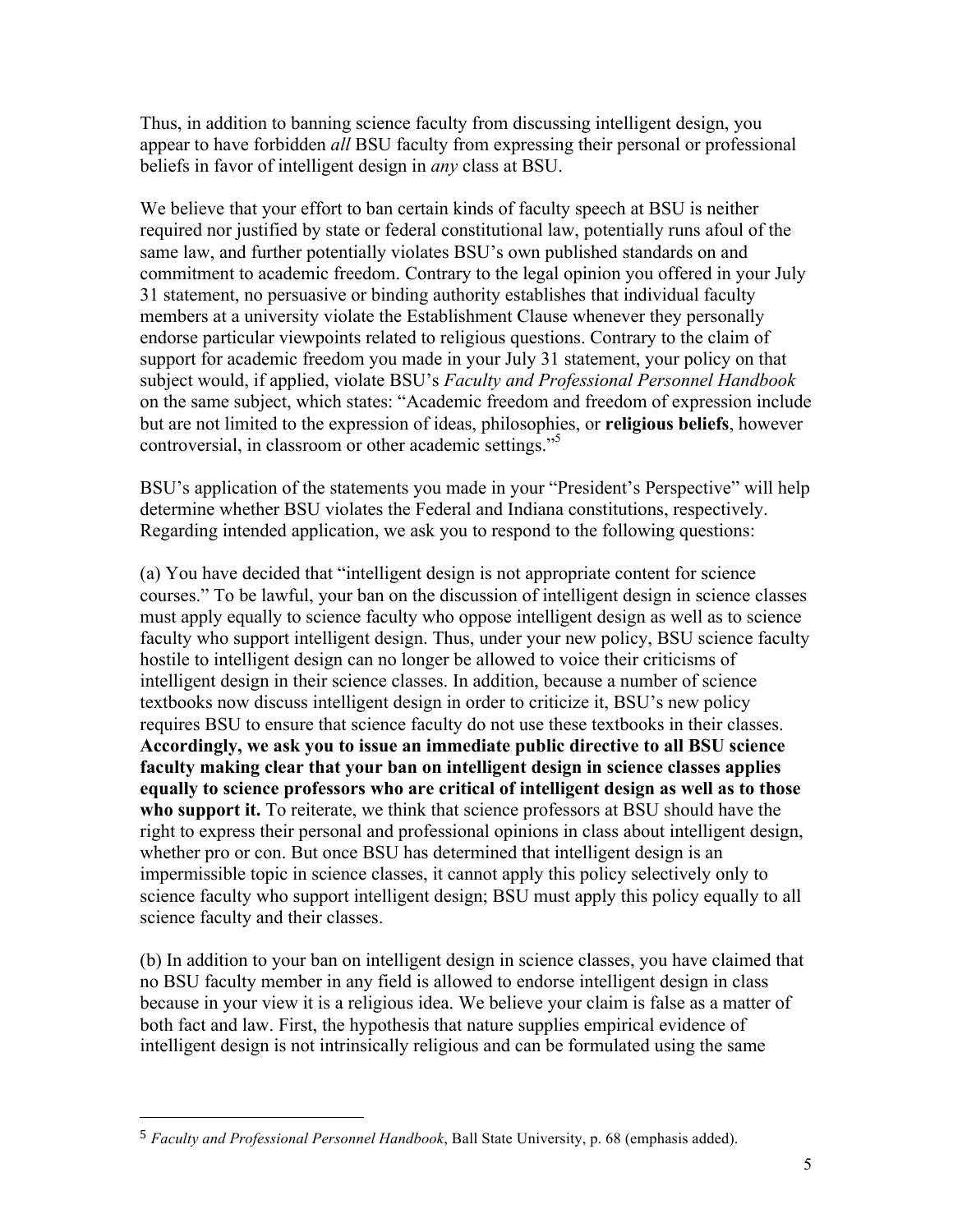Thus, in addition to banning science faculty from discussing intelligent design, you appear to have forbidden *all* BSU faculty from expressing their personal or professional beliefs in favor of intelligent design in *any* class at BSU.

We believe that your effort to ban certain kinds of faculty speech at BSU is neither required nor justified by state or federal constitutional law, potentially runs afoul of the same law, and further potentially violates BSU's own published standards on and commitment to academic freedom. Contrary to the legal opinion you offered in your July 31 statement, no persuasive or binding authority establishes that individual faculty members at a university violate the Establishment Clause whenever they personally endorse particular viewpoints related to religious questions. Contrary to the claim of support for academic freedom you made in your July 31 statement, your policy on that subject would, if applied, violate BSU's *Faculty and Professional Personnel Handbook* on the same subject, which states: "Academic freedom and freedom of expression include but are not limited to the expression of ideas, philosophies, or **religious beliefs**, however controversial, in classroom or other academic settings."[5]

BSU's application of the statements you made in your "President's Perspective" will help determine whether BSU violates the Federal and Indiana constitutions, respectively. Regarding intended application, we ask you to respond to the following questions:

(a) You have decided that "intelligent design is not appropriate content for science courses." To be lawful, your ban on the discussion of intelligent design in science classes must apply equally to science faculty who oppose intelligent design as well as to science faculty who support intelligent design. Thus, under your new policy, BSU science faculty hostile to intelligent design can no longer be allowed to voice their criticisms of intelligent design in their science classes. In addition, because a number of science textbooks now discuss intelligent design in order to criticize it, BSU's new policy requires BSU to ensure that science faculty do not use these textbooks in their classes. **Accordingly, we ask you to issue an immediate public directive to all BSU science faculty making clear that your ban on intelligent design in science classes applies equally to science professors who are critical of intelligent design as well as to those who support it.** To reiterate, we think that science professors at BSU should have the right to express their personal and professional opinions in class about intelligent design, whether pro or con. But once BSU has determined that intelligent design is an impermissible topic in science classes, it cannot apply this policy selectively only to science faculty who support intelligent design; BSU must apply this policy equally to all science faculty and their classes.

(b) In addition to your ban on intelligent design in science classes, you have claimed that no BSU faculty member in any field is allowed to endorse intelligent design in class because in your view it is a religious idea. We believe your claim is false as a matter of both fact and law. First, the hypothesis that nature supplies empirical evidence of intelligent design is not intrinsically religious and can be formulated using the same

[5] *Faculty and Professional Personnel Handbook*, Ball State University, p. 68 (emphasis added).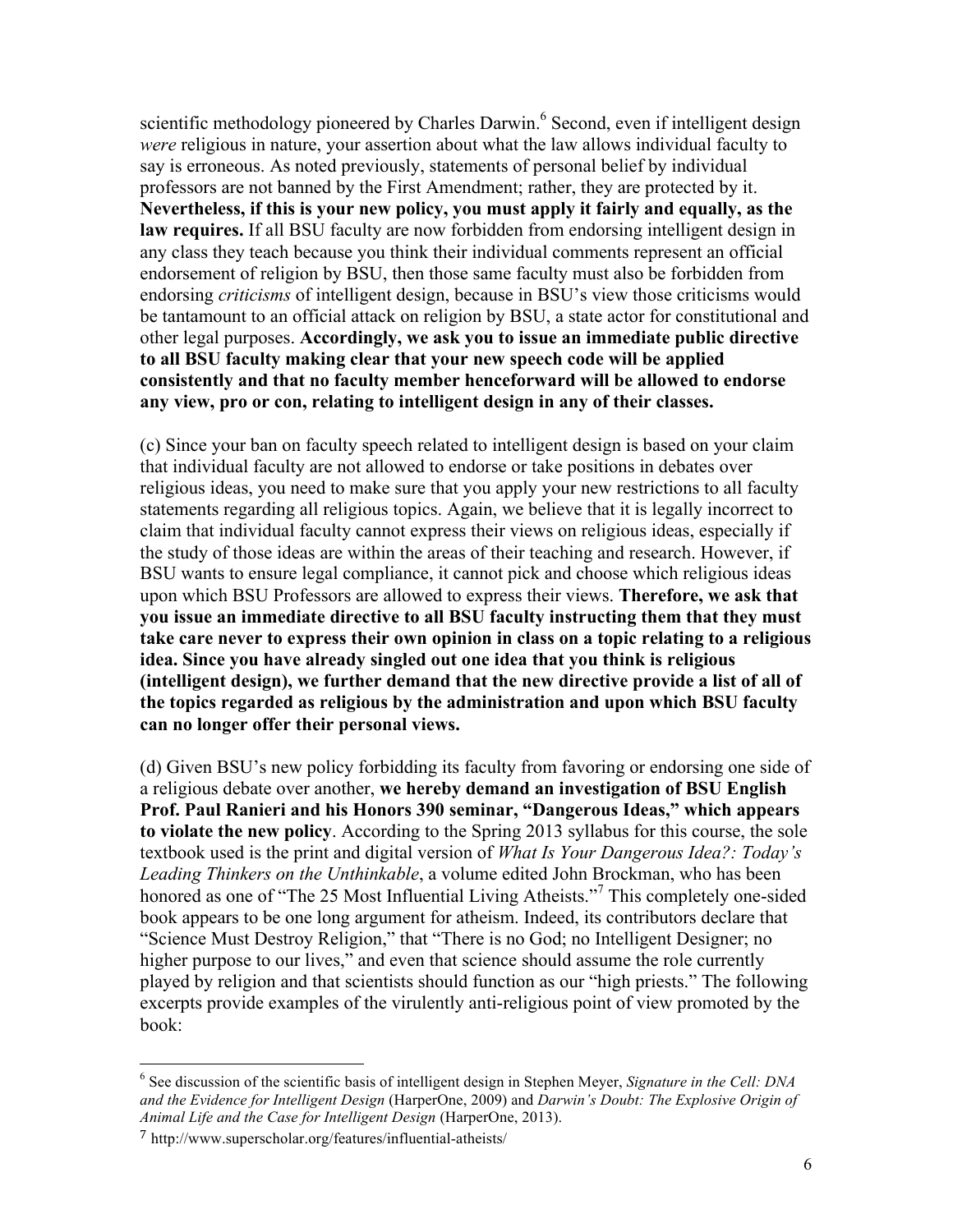scientific methodology pioneered by Charles Darwin.[6] Second, even if intelligent design *were* religious in nature, your assertion about what the law allows individual faculty to say is erroneous. As noted previously, statements of personal belief by individual professors are not banned by the First Amendment; rather, they are protected by it. **Nevertheless, if this is your new policy, you must apply it fairly and equally, as the law requires.** If all BSU faculty are now forbidden from endorsing intelligent design in any class they teach because you think their individual comments represent an official endorsement of religion by BSU, then those same faculty must also be forbidden from endorsing *criticisms* of intelligent design, because in BSU's view those criticisms would be tantamount to an official attack on religion by BSU, a state actor for constitutional and other legal purposes. **Accordingly, we ask you to issue an immediate public directive to all BSU faculty making clear that your new speech code will be applied consistently and that no faculty member henceforward will be allowed to endorse any view, pro or con, relating to intelligent design in any of their classes.**

(c) Since your ban on faculty speech related to intelligent design is based on your claim that individual faculty are not allowed to endorse or take positions in debates over religious ideas, you need to make sure that you apply your new restrictions to all faculty statements regarding all religious topics. Again, we believe that it is legally incorrect to claim that individual faculty cannot express their views on religious ideas, especially if the study of those ideas are within the areas of their teaching and research. However, if BSU wants to ensure legal compliance, it cannot pick and choose which religious ideas upon which BSU Professors are allowed to express their views. **Therefore, we ask that you issue an immediate directive to all BSU faculty instructing them that they must take care never to express their own opinion in class on a topic relating to a religious idea. Since you have already singled out one idea that you think is religious (intelligent design), we further demand that the new directive provide a list of all of the topics regarded as religious by the administration and upon which BSU faculty can no longer offer their personal views.**

(d) Given BSU's new policy forbidding its faculty from favoring or endorsing one side of a religious debate over another, **we hereby demand an investigation of BSU English Prof. Paul Ranieri and his Honors 390 seminar, "Dangerous Ideas," which appears to violate the new policy**. According to the Spring 2013 syllabus for this course, the sole textbook used is the print and digital version of *What Is Your Dangerous Idea?: Today's Leading Thinkers on the Unthinkable*, a volume edited John Brockman, who has been honored as one of "The 25 Most Influential Living Atheists."[7] This completely one-sided book appears to be one long argument for atheism. Indeed, its contributors declare that "Science Must Destroy Religion," that "There is no God; no Intelligent Designer; no higher purpose to our lives," and even that science should assume the role currently played by religion and that scientists should function as our "high priests." The following excerpts provide examples of the virulently anti-religious point of view promoted by the book:

---

[6] See discussion of the scientific basis of intelligent design in Stephen Meyer, *Signature in the Cell: DNA and the Evidence for Intelligent Design* (HarperOne, 2009) and *Darwin's Doubt: The Explosive Origin of Animal Life and the Case for Intelligent Design* (HarperOne, 2013).

[7] http://www.superscholar.org/features/influential-atheists/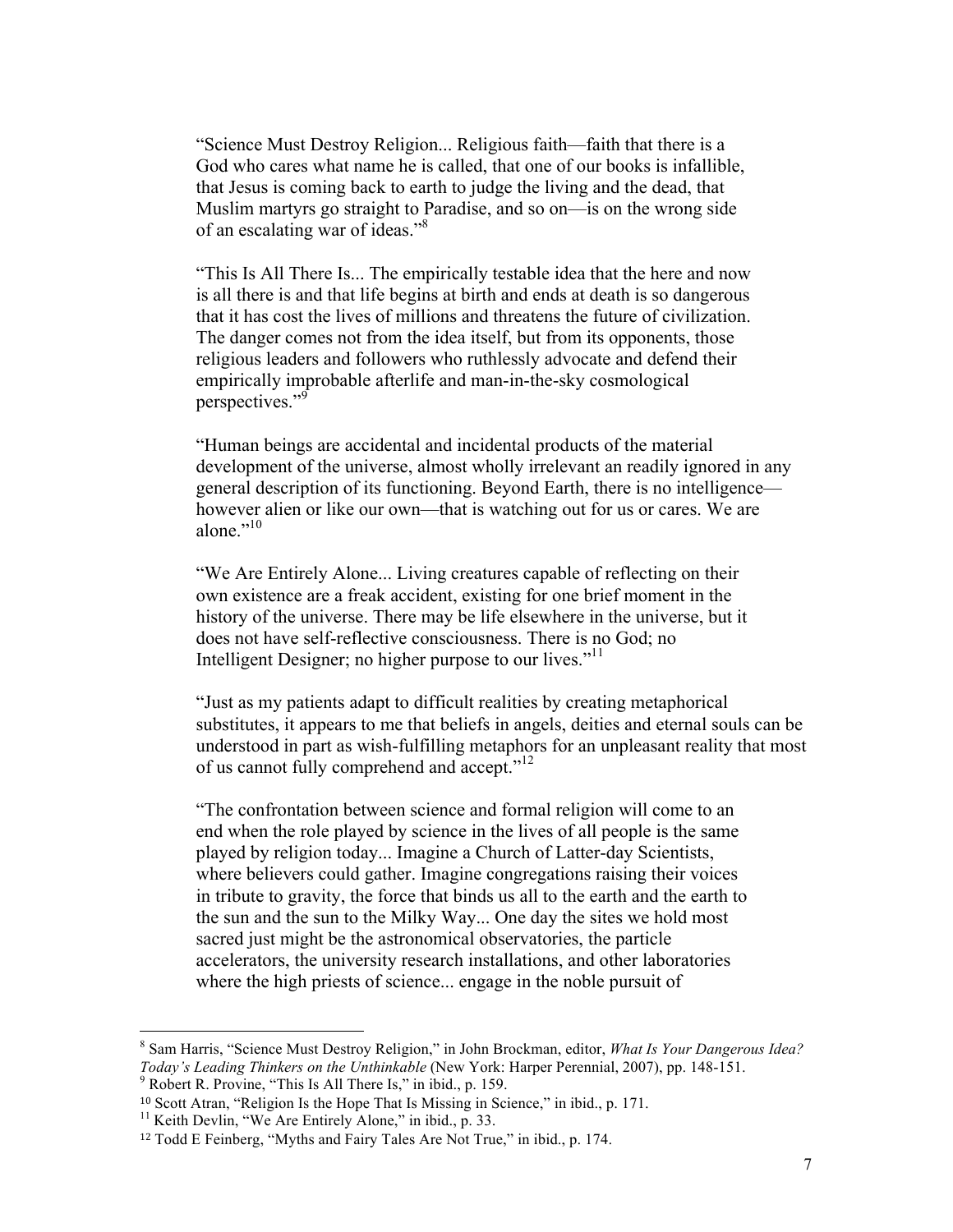> "Science Must Destroy Religion... Religious faith—faith that there is a God who cares what name he is called, that one of our books is infallible, that Jesus is coming back to earth to judge the living and the dead, that Muslim martyrs go straight to Paradise, and so on—is on the wrong side of an escalating war of ideas."[8]

> "This Is All There Is... The empirically testable idea that the here and now is all there is and that life begins at birth and ends at death is so dangerous that it has cost the lives of millions and threatens the future of civilization. The danger comes not from the idea itself, but from its opponents, those religious leaders and followers who ruthlessly advocate and defend their empirically improbable afterlife and man-in-the-sky cosmological perspectives."[9]

> "Human beings are accidental and incidental products of the material development of the universe, almost wholly irrelevant an readily ignored in any general description of its functioning. Beyond Earth, there is no intelligence—however alien or like our own—that is watching out for us or cares. We are alone."[10]

> "We Are Entirely Alone... Living creatures capable of reflecting on their own existence are a freak accident, existing for one brief moment in the history of the universe. There may be life elsewhere in the universe, but it does not have self-reflective consciousness. There is no God; no Intelligent Designer; no higher purpose to our lives."[11]

> "Just as my patients adapt to difficult realities by creating metaphorical substitutes, it appears to me that beliefs in angels, deities and eternal souls can be understood in part as wish-fulfilling metaphors for an unpleasant reality that most of us cannot fully comprehend and accept."[12]

> "The confrontation between science and formal religion will come to an end when the role played by science in the lives of all people is the same played by religion today... Imagine a Church of Latter-day Scientists, where believers could gather. Imagine congregations raising their voices in tribute to gravity, the force that binds us all to the earth and the earth to the sun and the sun to the Milky Way... One day the sites we hold most sacred just might be the astronomical observatories, the particle accelerators, the university research installations, and other laboratories where the high priests of science... engage in the noble pursuit of

---

[8] Sam Harris, "Science Must Destroy Religion," in John Brockman, editor, *What Is Your Dangerous Idea? Today's Leading Thinkers on the Unthinkable* (New York: Harper Perennial, 2007), pp. 148-151.

[9] Robert R. Provine, "This Is All There Is," in ibid., p. 159.

[10] Scott Atran, "Religion Is the Hope That Is Missing in Science," in ibid., p. 171.

[11] Keith Devlin, "We Are Entirely Alone," in ibid., p. 33.

[12] Todd E Feinberg, "Myths and Fairy Tales Are Not True," in ibid., p. 174.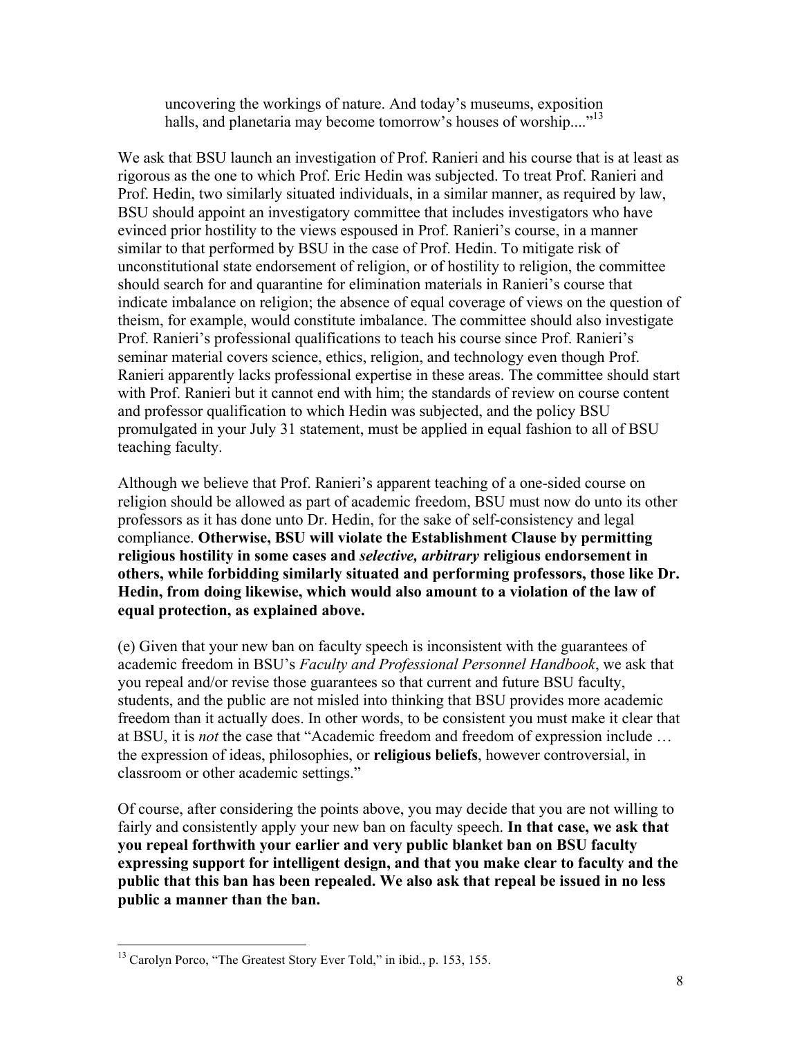> uncovering the workings of nature. And today's museums, exposition halls, and planetaria may become tomorrow's houses of worship...."[13]

We ask that BSU launch an investigation of Prof. Ranieri and his course that is at least as rigorous as the one to which Prof. Eric Hedin was subjected. To treat Prof. Ranieri and Prof. Hedin, two similarly situated individuals, in a similar manner, as required by law, BSU should appoint an investigatory committee that includes investigators who have evinced prior hostility to the views espoused in Prof. Ranieri's course, in a manner similar to that performed by BSU in the case of Prof. Hedin. To mitigate risk of unconstitutional state endorsement of religion, or of hostility to religion, the committee should search for and quarantine for elimination materials in Ranieri's course that indicate imbalance on religion; the absence of equal coverage of views on the question of theism, for example, would constitute imbalance. The committee should also investigate Prof. Ranieri's professional qualifications to teach his course since Prof. Ranieri's seminar material covers science, ethics, religion, and technology even though Prof. Ranieri apparently lacks professional expertise in these areas. The committee should start with Prof. Ranieri but it cannot end with him; the standards of review on course content and professor qualification to which Hedin was subjected, and the policy BSU promulgated in your July 31 statement, must be applied in equal fashion to all of BSU teaching faculty.

Although we believe that Prof. Ranieri's apparent teaching of a one-sided course on religion should be allowed as part of academic freedom, BSU must now do unto its other professors as it has done unto Dr. Hedin, for the sake of self-consistency and legal compliance. **Otherwise, BSU will violate the Establishment Clause by permitting religious hostility in some cases and *selective, arbitrary* religious endorsement in others, while forbidding similarly situated and performing professors, those like Dr. Hedin, from doing likewise, which would also amount to a violation of the law of equal protection, as explained above.**

(e) Given that your new ban on faculty speech is inconsistent with the guarantees of academic freedom in BSU's *Faculty and Professional Personnel Handbook*, we ask that you repeal and/or revise those guarantees so that current and future BSU faculty, students, and the public are not misled into thinking that BSU provides more academic freedom than it actually does. In other words, to be consistent you must make it clear that at BSU, it is *not* the case that "Academic freedom and freedom of expression include … the expression of ideas, philosophies, or **religious beliefs**, however controversial, in classroom or other academic settings."

Of course, after considering the points above, you may decide that you are not willing to fairly and consistently apply your new ban on faculty speech. **In that case, we ask that you repeal forthwith your earlier and very public blanket ban on BSU faculty expressing support for intelligent design, and that you make clear to faculty and the public that this ban has been repealed. We also ask that repeal be issued in no less public a manner than the ban.**

---

[13] Carolyn Porco, "The Greatest Story Ever Told," in ibid., p. 153, 155.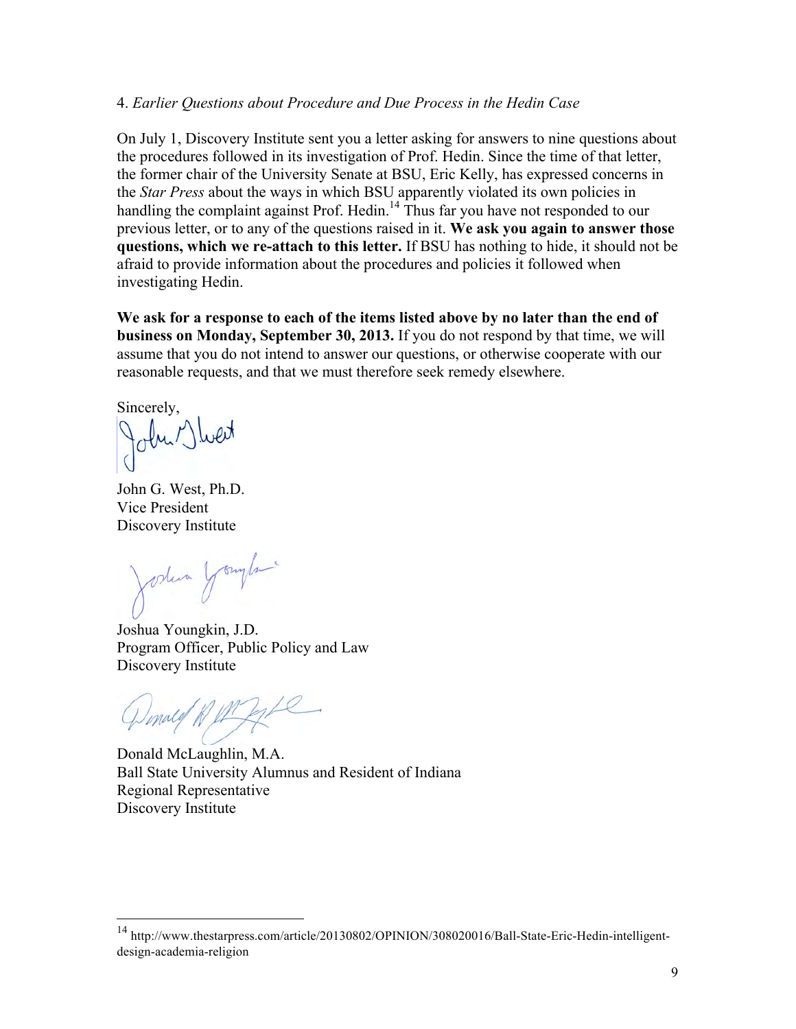4. *Earlier Questions about Procedure and Due Process in the Hedin Case*

On July 1, Discovery Institute sent you a letter asking for answers to nine questions about the procedures followed in its investigation of Prof. Hedin. Since the time of that letter, the former chair of the University Senate at BSU, Eric Kelly, has expressed concerns in the *Star Press* about the ways in which BSU apparently violated its own policies in handling the complaint against Prof. Hedin.[14] Thus far you have not responded to our previous letter, or to any of the questions raised in it. **We ask you again to answer those questions, which we re-attach to this letter.** If BSU has nothing to hide, it should not be afraid to provide information about the procedures and policies it followed when investigating Hedin.

**We ask for a response to each of the items listed above by no later than the end of business on Monday, September 30, 2013.** If you do not respond by that time, we will assume that you do not intend to answer our questions, or otherwise cooperate with our reasonable requests, and that we must therefore seek remedy elsewhere.

Sincerely,

John G. West, Ph.D.
Vice President
Discovery Institute

Joshua Youngkin, J.D.
Program Officer, Public Policy and Law
Discovery Institute

Donald McLaughlin, M.A.
Ball State University Alumnus and Resident of Indiana
Regional Representative
Discovery Institute

---

[14] http://www.thestarpress.com/article/20130802/OPINION/308020016/Ball-State-Eric-Hedin-intelligent-design-academia-religion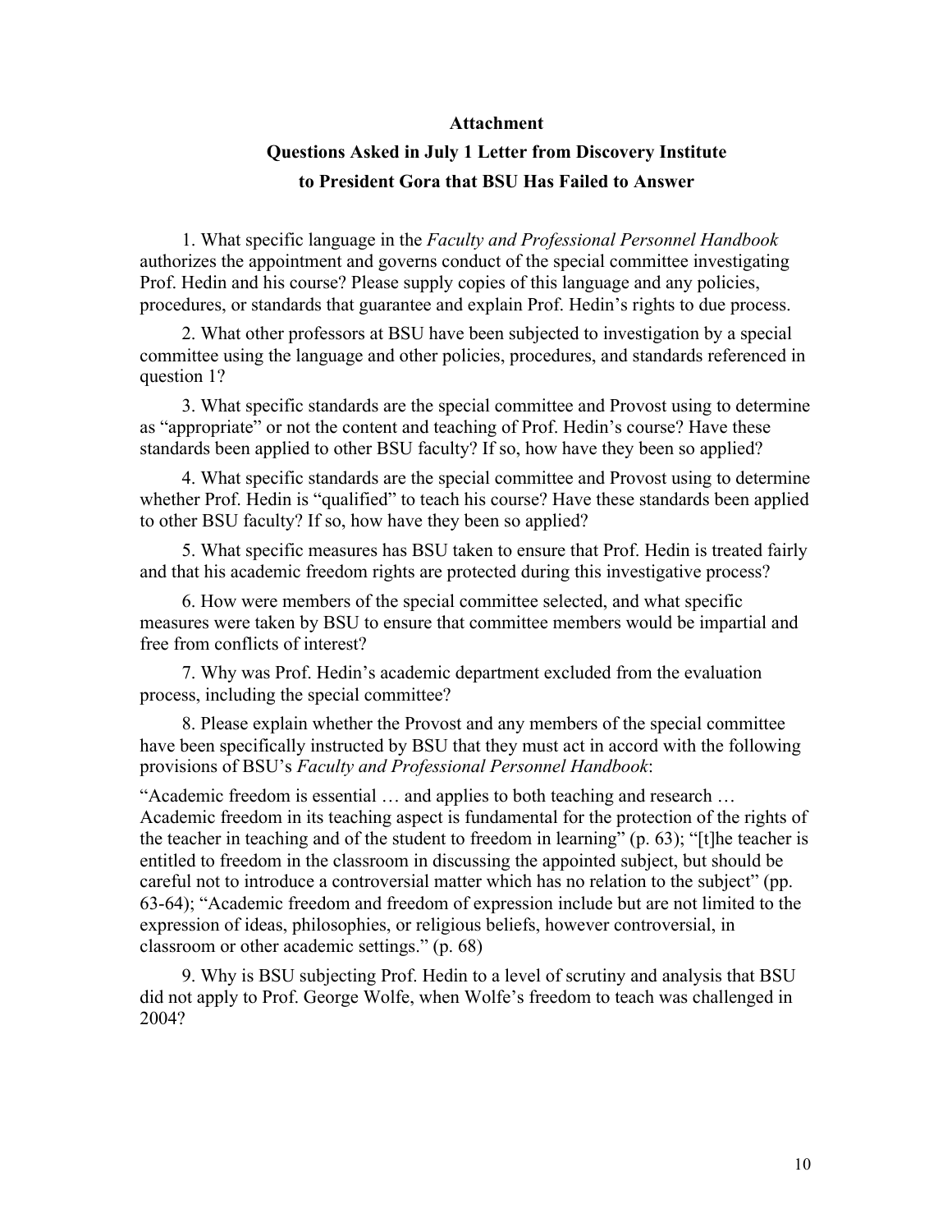**Attachment**

**Questions Asked in July 1 Letter from Discovery Institute to President Gora that BSU Has Failed to Answer**

1. What specific language in the *Faculty and Professional Personnel Handbook* authorizes the appointment and governs conduct of the special committee investigating Prof. Hedin and his course? Please supply copies of this language and any policies, procedures, or standards that guarantee and explain Prof. Hedin's rights to due process.

2. What other professors at BSU have been subjected to investigation by a special committee using the language and other policies, procedures, and standards referenced in question 1?

3. What specific standards are the special committee and Provost using to determine as "appropriate" or not the content and teaching of Prof. Hedin's course? Have these standards been applied to other BSU faculty? If so, how have they been so applied?

4. What specific standards are the special committee and Provost using to determine whether Prof. Hedin is "qualified" to teach his course? Have these standards been applied to other BSU faculty? If so, how have they been so applied?

5. What specific measures has BSU taken to ensure that Prof. Hedin is treated fairly and that his academic freedom rights are protected during this investigative process?

6. How were members of the special committee selected, and what specific measures were taken by BSU to ensure that committee members would be impartial and free from conflicts of interest?

7. Why was Prof. Hedin's academic department excluded from the evaluation process, including the special committee?

8. Please explain whether the Provost and any members of the special committee have been specifically instructed by BSU that they must act in accord with the following provisions of BSU's *Faculty and Professional Personnel Handbook*:

"Academic freedom is essential … and applies to both teaching and research … Academic freedom in its teaching aspect is fundamental for the protection of the rights of the teacher in teaching and of the student to freedom in learning" (p. 63); "[t]he teacher is entitled to freedom in the classroom in discussing the appointed subject, but should be careful not to introduce a controversial matter which has no relation to the subject" (pp. 63-64); "Academic freedom and freedom of expression include but are not limited to the expression of ideas, philosophies, or religious beliefs, however controversial, in classroom or other academic settings." (p. 68)

9. Why is BSU subjecting Prof. Hedin to a level of scrutiny and analysis that BSU did not apply to Prof. George Wolfe, when Wolfe's freedom to teach was challenged in 2004?